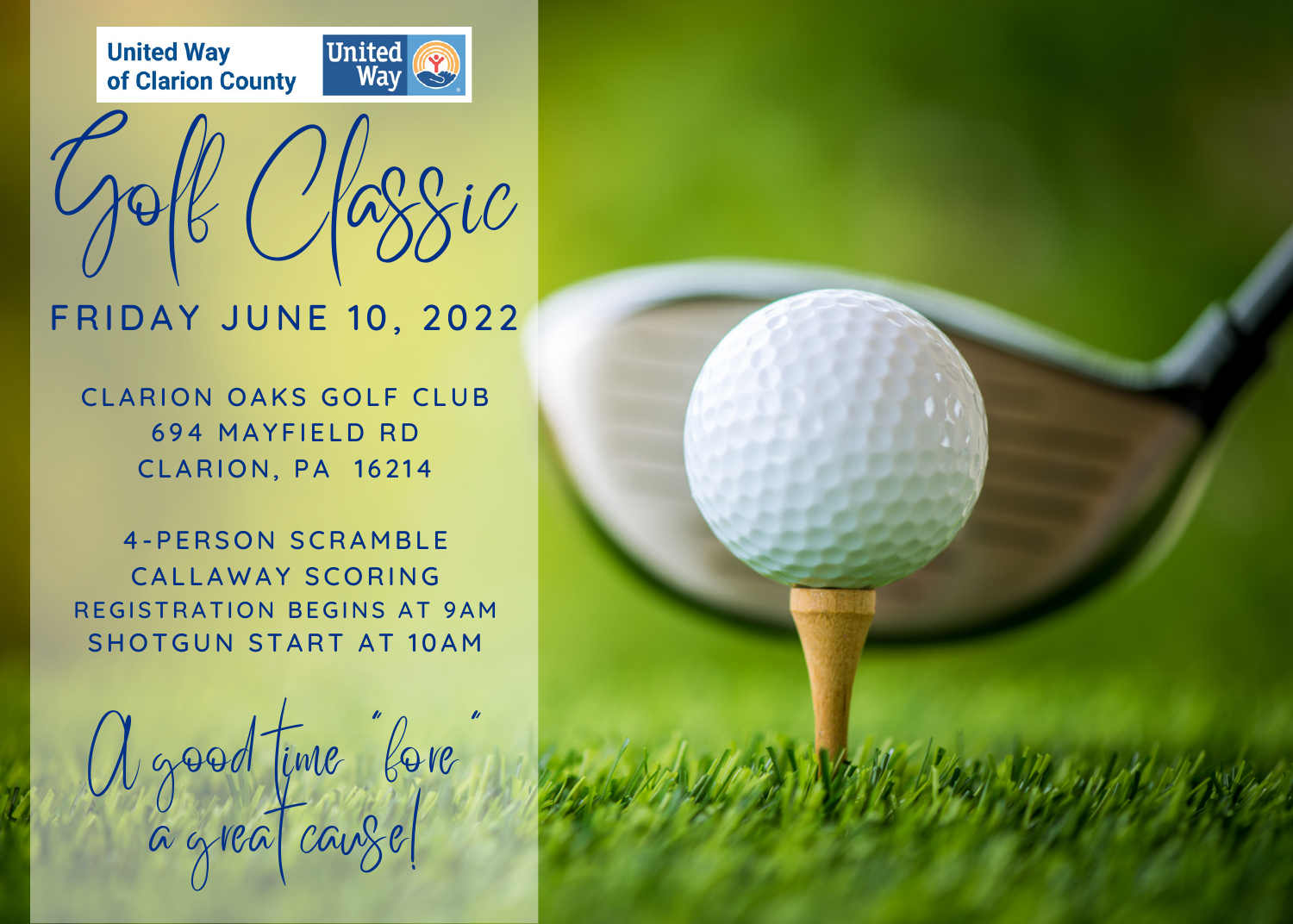United Way of Clarion County

United Way

# Golf Classic

## FRIDAY JUNE 10, 2022

CLARION OAKS GOLF CLUB
694 MAYFIELD RD
CLARION, PA 16214

4-PERSON SCRAMBLE
CALLAWAY SCORING
REGISTRATION BEGINS AT 9AM
SHOTGUN START AT 10AM

*A good time "fore" a great cause!*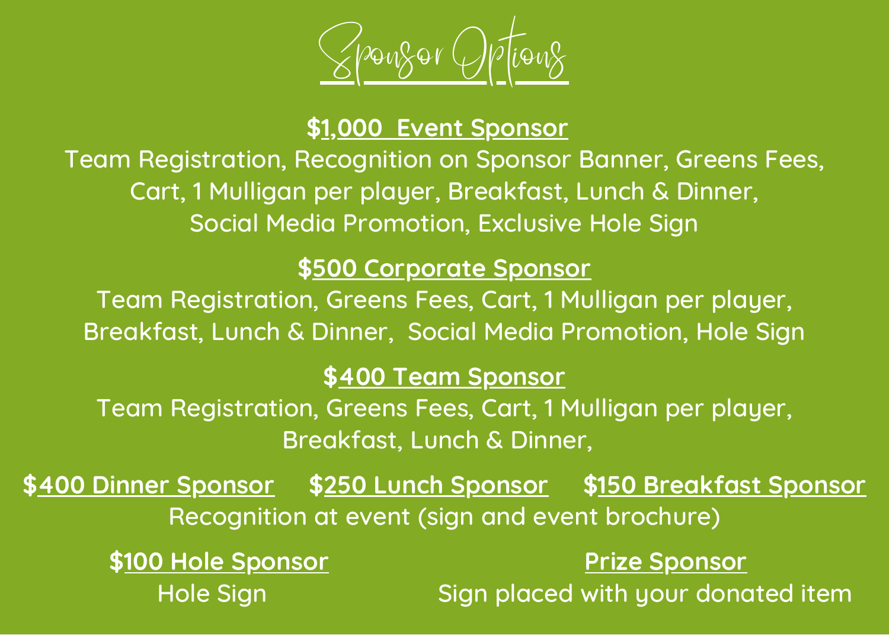# Sponsor Options

**$1,000 Event Sponsor**

Team Registration, Recognition on Sponsor Banner, Greens Fees, Cart, 1 Mulligan per player, Breakfast, Lunch & Dinner, Social Media Promotion, Exclusive Hole Sign

**$500 Corporate Sponsor**

Team Registration, Greens Fees, Cart, 1 Mulligan per player, Breakfast, Lunch & Dinner, Social Media Promotion, Hole Sign

**$400 Team Sponsor**

Team Registration, Greens Fees, Cart, 1 Mulligan per player, Breakfast, Lunch & Dinner,

**$400 Dinner Sponsor** **$250 Lunch Sponsor** **$150 Breakfast Sponsor**

Recognition at event (sign and event brochure)

**$100 Hole Sponsor**

Hole Sign

**Prize Sponsor**

Sign placed with your donated item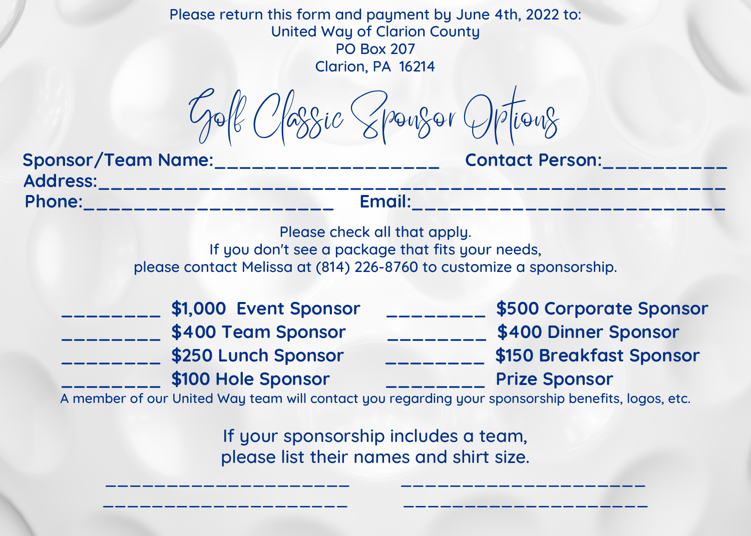Please return this form and payment by June 4th, 2022 to:
United Way of Clarion County
PO Box 207
Clarion, PA 16214

# Golf Classic Sponsor Options

**Sponsor/Team Name:**____________________ **Contact Person:**___________
**Address:**_______________________________________________________
**Phone:**______________________ **Email:**____________________________

Please check all that apply.
If you don't see a package that fits your needs,
please contact Melissa at (814) 226-8760 to customize a sponsorship.

_________ **$1,000 Event Sponsor**

_________ **$500 Corporate Sponsor**

_________ **$400 Team Sponsor**

_________ **$400 Dinner Sponsor**

_________ **$250 Lunch Sponsor**

_________ **$150 Breakfast Sponsor**

_________ **$100 Hole Sponsor**

_________ **Prize Sponsor**

A member of our United Way team will contact you regarding your sponsorship benefits, logos, etc.

If your sponsorship includes a team,
please list their names and shirt size.

_____________________ _____________________
_____________________ _____________________